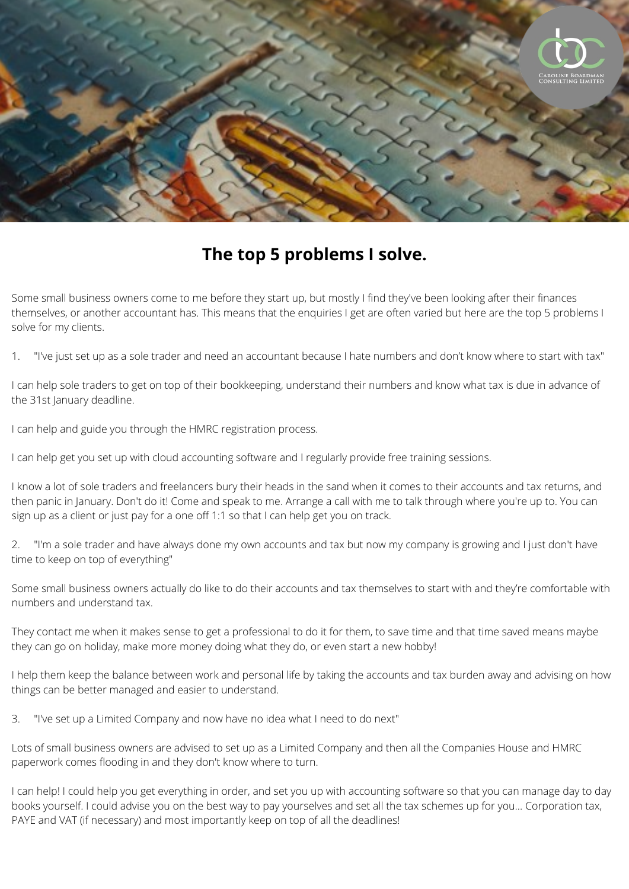# The top 5 problems I solve.

Some small business owners come to me before they start up, but mostly I find they've been looking after their finances themselves, or another accountant has. This means that the enquiries I get are often varied but here are the top 5 problems I solve for my clients.

1. "I've just set up as a sole trader and need an accountant because I hate numbers and don't know where to start with tax"

I can help sole traders to get on top of their bookkeeping, understand their numbers and know what tax is due in advance of the 31st January deadline.

I can help and guide you through the HMRC registration process.

I can help get you set up with cloud accounting software and I regularly provide free training sessions.

I know a lot of sole traders and freelancers bury their heads in the sand when it comes to their accounts and tax returns, and then panic in January. Don't do it! Come and speak to me. Arrange a call with me to talk through where you're up to. You can sign up as a client or just pay for a one off 1:1 so that I can help get you on track.

2. "I'm a sole trader and have always done my own accounts and tax but now my company is growing and I just don't have time to keep on top of everything"

Some small business owners actually do like to do their accounts and tax themselves to start with and they're comfortable with numbers and understand tax.

They contact me when it makes sense to get a professional to do it for them, to save time and that time saved means maybe they can go on holiday, make more money doing what they do, or even start a new hobby!

I help them keep the balance between work and personal life by taking the accounts and tax burden away and advising on how things can be better managed and easier to understand.

3. "I've set up a Limited Company and now have no idea what I need to do next"

Lots of small business owners are advised to set up as a Limited Company and then all the Companies House and HMRC paperwork comes flooding in and they don't know where to turn.

I can help! I could help you get everything in order, and set you up with accounting software so that you can manage day to day books yourself. I could advise you on the best way to pay yourselves and set all the tax schemes up for you... Corporation tax, PAYE and VAT (if necessary) and most importantly keep on top of all the deadlines!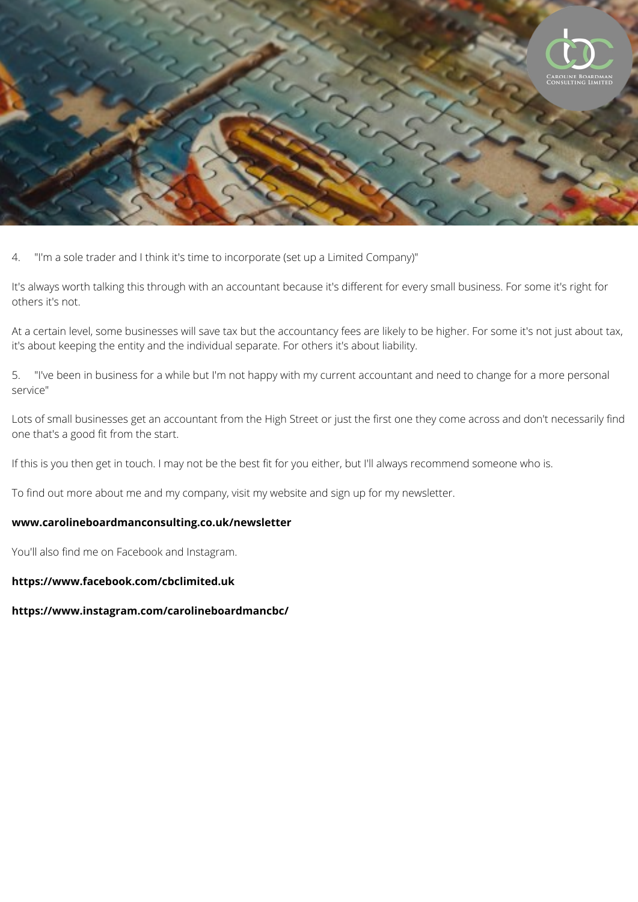4. "I'm a sole trader and I think it's time to incorporate (set up a Limited Company)"

It's always worth talking this through with an accountant because it's different for every small business. For some it's right for others it's not.

At a certain level, some businesses will save tax but the accountancy fees are likely to be higher. For some it's not just about tax, it's about keeping the entity and the individual separate. For others it's about liability.

5. "I've been in business for a while but I'm not happy with my current accountant and need to change for a more personal service"

Lots of small businesses get an accountant from the High Street or just the first one they come across and don't necessarily find one that's a good fit from the start.

If this is you then get in touch. I may not be the best fit for you either, but I'll always recommend someone who is.

To find out more about me and my company, visit my website and sign up for my newsletter.

**www.carolineboardmanconsulting.co.uk/newsletter**

You'll also find me on Facebook and Instagram.

**https://www.facebook.com/cbclimited.uk**

**https://www.instagram.com/carolineboardmancbc/**